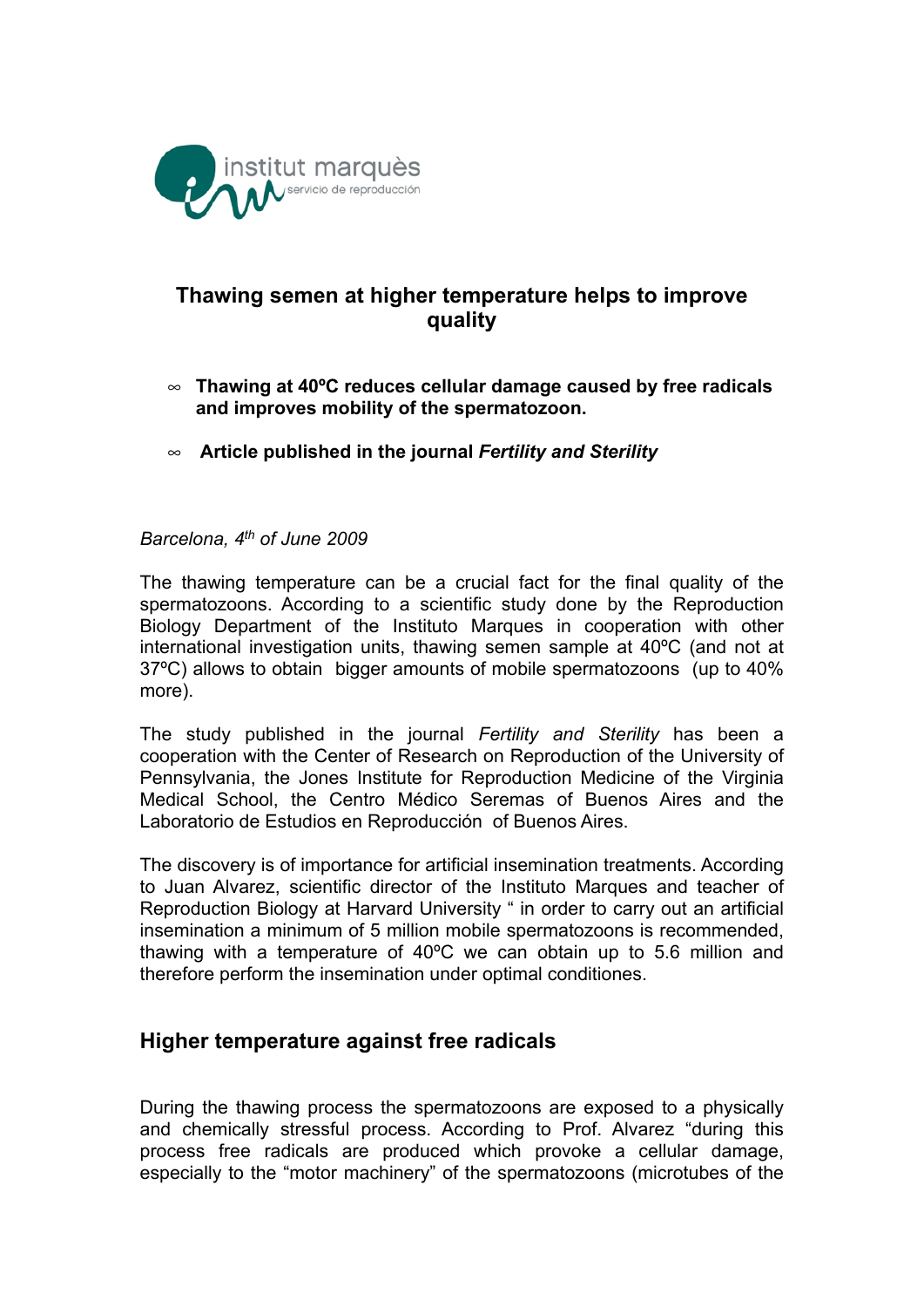institut marquès
servicio de reproducción

# Thawing semen at higher temperature helps to improve quality

- **Thawing at 40ºC reduces cellular damage caused by free radicals and improves mobility of the spermatozoon.**
- **Article published in the journal *Fertility and Sterility***

*Barcelona, 4th of June 2009*

The thawing temperature can be a crucial fact for the final quality of the spermatozoons. According to a scientific study done by the Reproduction Biology Department of the Instituto Marques in cooperation with other international investigation units, thawing semen sample at 40ºC (and not at 37ºC) allows to obtain bigger amounts of mobile spermatozoons (up to 40% more).

The study published in the journal *Fertility and Sterility* has been a cooperation with the Center of Research on Reproduction of the University of Pennsylvania, the Jones Institute for Reproduction Medicine of the Virginia Medical School, the Centro Médico Seremas of Buenos Aires and the Laboratorio de Estudios en Reproducción of Buenos Aires.

The discovery is of importance for artificial insemination treatments. According to Juan Alvarez, scientific director of the Instituto Marques and teacher of Reproduction Biology at Harvard University " in order to carry out an artificial insemination a minimum of 5 million mobile spermatozoons is recommended, thawing with a temperature of 40ºC we can obtain up to 5.6 million and therefore perform the insemination under optimal conditiones.

## Higher temperature against free radicals

During the thawing process the spermatozoons are exposed to a physically and chemically stressful process. According to Prof. Alvarez "during this process free radicals are produced which provoke a cellular damage, especially to the "motor machinery" of the spermatozoons (microtubes of the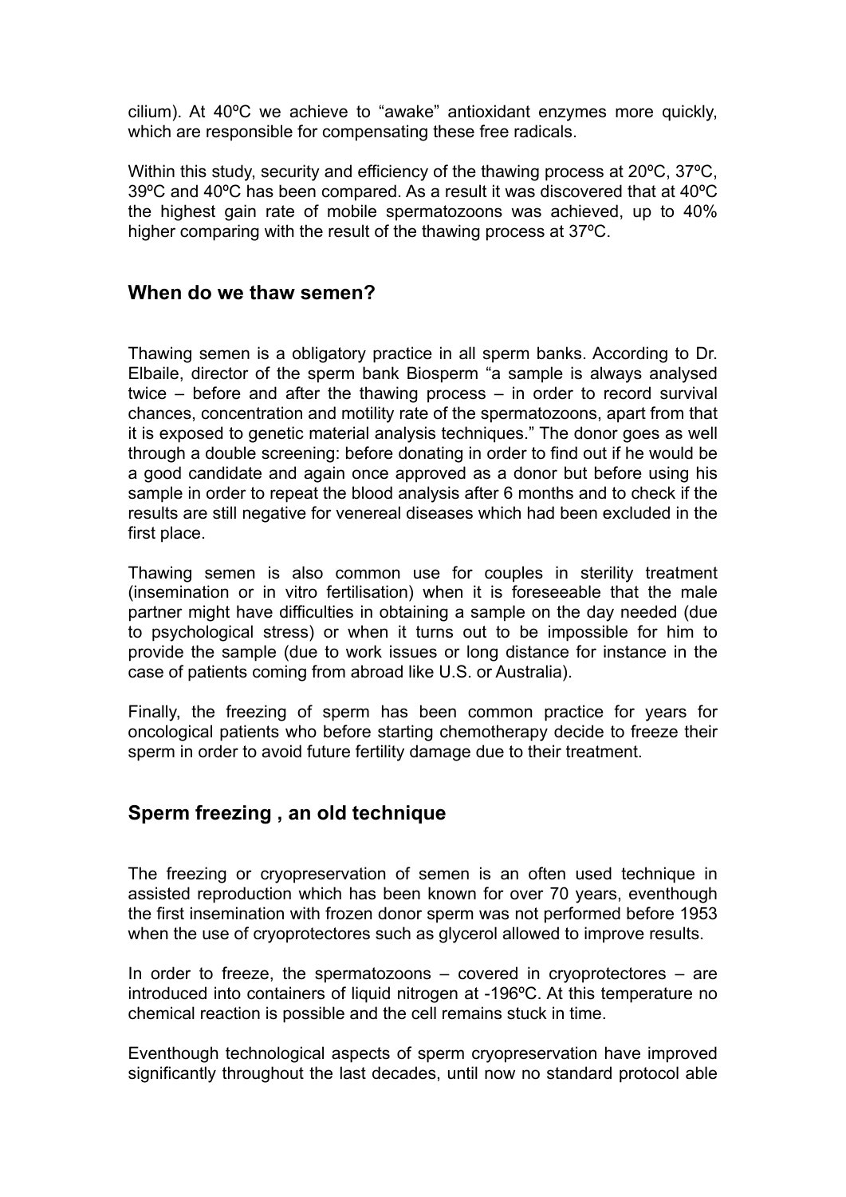cilium). At 40ºC we achieve to “awake” antioxidant enzymes more quickly, which are responsible for compensating these free radicals.

Within this study, security and efficiency of the thawing process at 20ºC, 37ºC, 39ºC and 40ºC has been compared. As a result it was discovered that at 40ºC the highest gain rate of mobile spermatozoons was achieved, up to 40% higher comparing with the result of the thawing process at 37ºC.

## When do we thaw semen?

Thawing semen is a obligatory practice in all sperm banks. According to Dr. Elbaile, director of the sperm bank Biosperm “a sample is always analysed twice – before and after the thawing process – in order to record survival chances, concentration and motility rate of the spermatozoons, apart from that it is exposed to genetic material analysis techniques.” The donor goes as well through a double screening: before donating in order to find out if he would be a good candidate and again once approved as a donor but before using his sample in order to repeat the blood analysis after 6 months and to check if the results are still negative for venereal diseases which had been excluded in the first place.

Thawing semen is also common use for couples in sterility treatment (insemination or in vitro fertilisation) when it is foreseeable that the male partner might have difficulties in obtaining a sample on the day needed (due to psychological stress) or when it turns out to be impossible for him to provide the sample (due to work issues or long distance for instance in the case of patients coming from abroad like U.S. or Australia).

Finally, the freezing of sperm has been common practice for years for oncological patients who before starting chemotherapy decide to freeze their sperm in order to avoid future fertility damage due to their treatment.

## Sperm freezing , an old technique

The freezing or cryopreservation of semen is an often used technique in assisted reproduction which has been known for over 70 years, eventhough the first insemination with frozen donor sperm was not performed before 1953 when the use of cryoprotectores such as glycerol allowed to improve results.

In order to freeze, the spermatozoons – covered in cryoprotectores – are introduced into containers of liquid nitrogen at -196ºC. At this temperature no chemical reaction is possible and the cell remains stuck in time.

Eventhough technological aspects of sperm cryopreservation have improved significantly throughout the last decades, until now no standard protocol able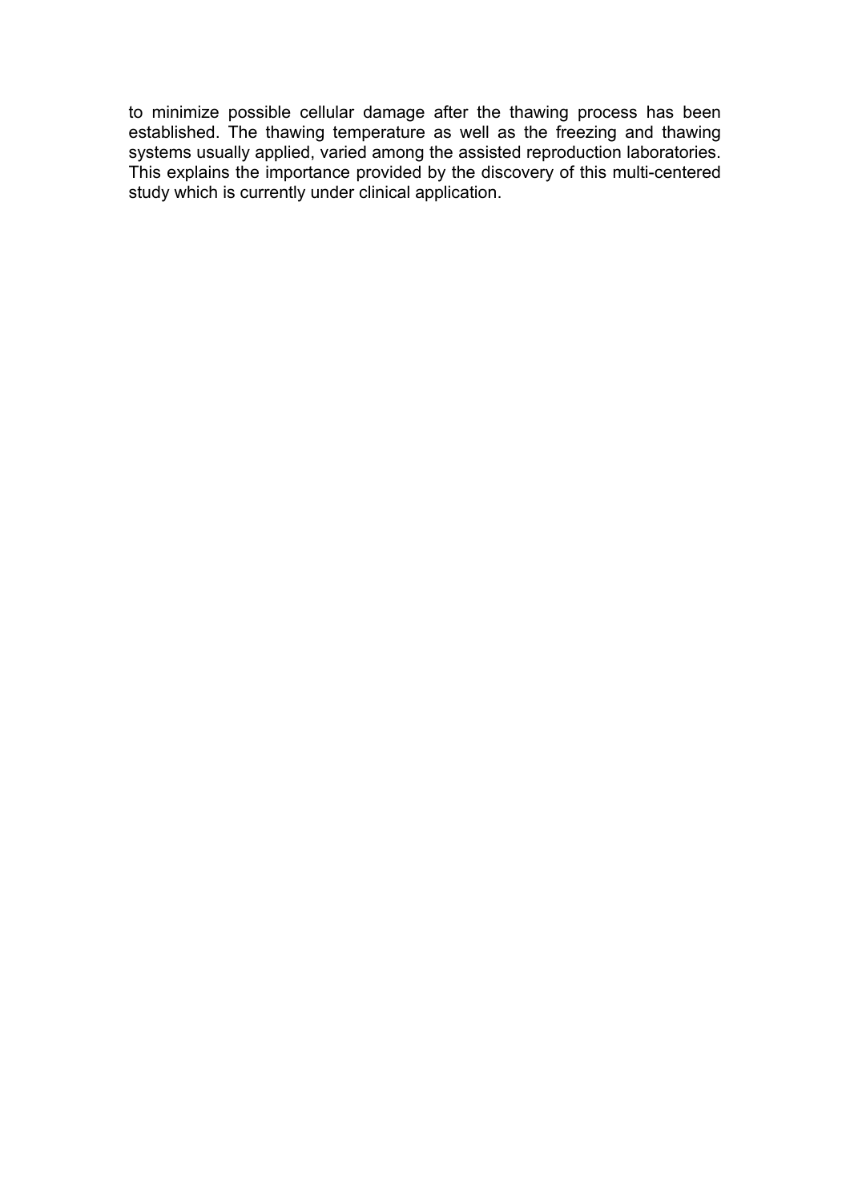to minimize possible cellular damage after the thawing process has been established. The thawing temperature as well as the freezing and thawing systems usually applied, varied among the assisted reproduction laboratories. This explains the importance provided by the discovery of this multi-centered study which is currently under clinical application.